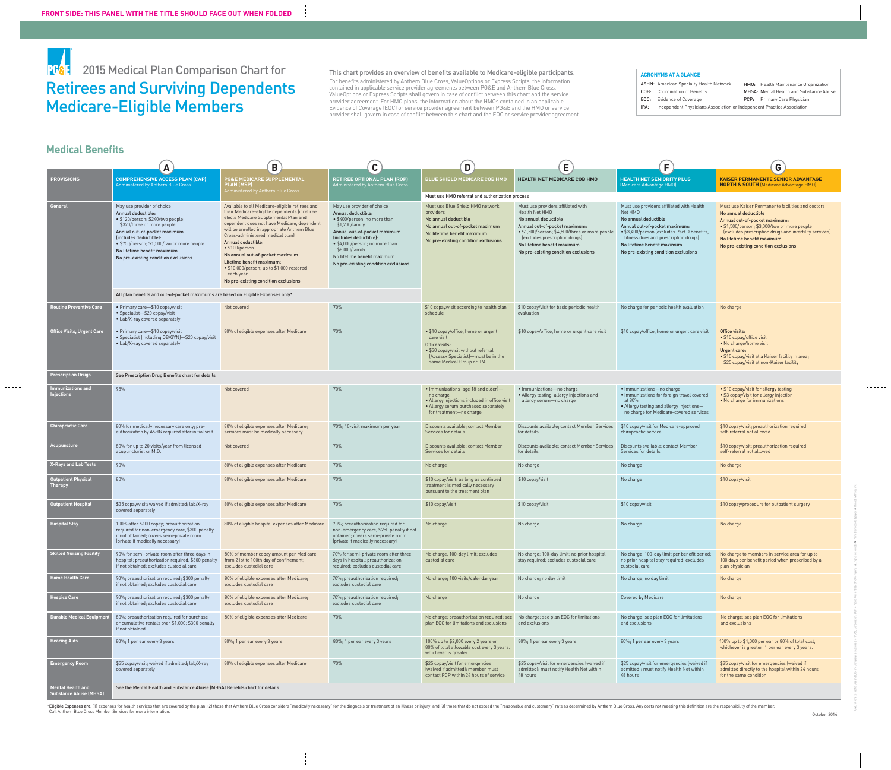FRONT SIDE: THIS PANEL WITH THE TITLE SHOULD FACE OUT WHEN FOLDED

# 2015 Medical Plan Comparison Chart for Retirees and Surviving Dependents Medicare-Eligible Members

**This chart provides an overview of benefits available to Medicare-eligible participants.**

For benefits administered by Anthem Blue Cross, ValueOptions or Express Scripts, the information contained in applicable service provider agreements between PG&E and Anthem Blue Cross, ValueOptions or Express Scripts shall govern in case of conflict between this chart and the service provider agreement. For HMO plans, the information about the HMOs contained in an applicable Evidence of Coverage (EOC) or service provider agreement between PG&E and the HMO or service provider shall govern in case of conflict between this chart and the EOC or service provider agreement.

**ACRONYMS AT A GLANCE**

- ASHN: American Specialty Health Network
- COB: Coordination of Benefits
- EOC: Evidence of Coverage
- IPA: Independent Physicians Association or Independent Practice Association
- HMO: Health Maintenance Organization
- MHSA: Mental Health and Substance Abuse
- PCP: Primary Care Physician

## Medical Benefits

| PROVISIONS | A: COMPREHENSIVE ACCESS PLAN (CAP) Administered by Anthem Blue Cross | B: PG&E MEDICARE SUPPLEMENTAL PLAN (MSP) Administered by Anthem Blue Cross | C: RETIREE OPTIONAL PLAN (ROP) Administered by Anthem Blue Cross | D: BLUE SHIELD MEDICARE COB HMO | E: HEALTH NET MEDICARE COB HMO | F: HEALTH NET SENIORITY PLUS (Medicare Advantage HMO) | G: KAISER PERMANENTE SENIOR ADVANTAGE NORTH & SOUTH (Medicare Advantage HMO) |
|---|---|---|---|---|---|---|---|
| | | | | Must use HMO referral and authorization process | | | |
| **General** | May use provider of choice<br>**Annual deductible:**<br>• $120/person; $240/two people; $320/three or more people<br>**Annual out-of-pocket maximum (includes deductible):**<br>• $750/person; $1,500/two or more people<br>**No lifetime benefit maximum**<br>**No pre-existing condition exclusions** | Available to all Medicare-eligible retirees and their Medicare-eligible dependents (if retiree elects Medicare Supplemental Plan and dependent does not have Medicare, dependent will be enrolled in appropriate Anthem Blue Cross-administered medical plan)<br>**Annual deductible:**<br>• $100/person<br>**No annual out-of-pocket maximum**<br>**Lifetime benefit maximum:**<br>• $10,000/person; up to $1,000 restored each year<br>**No pre-existing condition exclusions** | May use provider of choice<br>**Annual deductible:**<br>• $400/person; no more than $1,200/family<br>**Annual out-of-pocket maximum (includes deductible):**<br>• $4,000/person; no more than $8,000/family<br>**No lifetime benefit maximum**<br>**No pre-existing condition exclusions** | Must use Blue Shield HMO network providers<br>**No annual deductible**<br>**No annual out-of-pocket maximum**<br>**No lifetime benefit maximum**<br>**No pre-existing condition exclusions** | Must use providers affiliated with Health Net HMO<br>**No annual deductible**<br>**Annual out-of-pocket maximum:**<br>• $1,500/person; $4,500/three or more people (excludes prescription drugs)<br>**No lifetime benefit maximum**<br>**No pre-existing condition exclusions** | Must use providers affiliated with Health Net HMO<br>**No annual deductible**<br>**Annual out-of-pocket maximum:**<br>• $3,400/person (excludes Part D benefits, fitness dues and prescription drugs)<br>**No lifetime benefit maximum**<br>**No pre-existing condition exclusions** | Must use Kaiser Permanente facilities and doctors<br>**No annual deductible**<br>**Annual out-of-pocket maximum:**<br>• $1,500/person; $3,000/two or more people (excludes prescription drugs and infertility services)<br>**No lifetime benefit maximum**<br>**No pre-existing condition exclusions** |
| | All plan benefits and out-of-pocket maximums are based on Eligible Expenses only* | | | | | | |
| **Routine Preventive Care** | • Primary care—$10 copay/visit<br>• Specialist—$20 copay/visit<br>• Lab/X-ray covered separately | Not covered | 70% | $10 copay/visit according to health plan schedule | $10 copay/visit for basic periodic health evaluation | No charge for periodic health evaluation | No charge |
| **Office Visits, Urgent Care** | • Primary care—$10 copay/visit<br>• Specialist (including OB/GYN)—$20 copay/visit<br>• Lab/X-ray covered separately | 80% of eligible expenses after Medicare | 70% | • $10 copay/office, home or urgent care visit<br>**Office visits:**<br>• $30 copay/visit without referral (Access+ Specialist)—must be in the same Medical Group or IPA | $10 copay/office, home or urgent care visit | $10 copay/office, home or urgent care visit | **Office visits:**<br>• $10 copay/office visit<br>• No charge/home visit<br>**Urgent care:**<br>• $10 copay/visit at a Kaiser facility in area; $25 copay/visit at non-Kaiser facility |
| **Prescription Drugs** | See Prescription Drug Benefits chart for details | | | | | | |
| **Immunizations and Injections** | 95% | Not covered | 70% | • Immunizations (age 18 and older)—no charge<br>• Allergy injections included in office visit<br>• Allergy serum purchased separately for treatment—no charge | • Immunizations—no charge<br>• Allergy testing, allergy injections and allergy serum—no charge | • Immunizations—no charge<br>• Immunizations for foreign travel covered at 80%<br>• Allergy testing and allergy injections—no charge for Medicare-covered services | • $10 copay/visit for allergy testing<br>• $3 copay/visit for allergy injection<br>• No charge for immunizations |
| **Chiropractic Care** | 80% for medically necessary care only; pre-authorization by ASHN required after initial visit | 80% of eligible expenses after Medicare; services must be medically necessary | 70%; 10-visit maximum per year | Discounts available; contact Member Services for details | Discounts available; contact Member Services for details | $10 copay/visit for Medicare-approved chiropractic service | $10 copay/visit; preauthorization required; self-referral not allowed |
| **Acupuncture** | 80% for up to 20 visits/year from licensed acupuncturist or M.D. | Not covered | 70% | Discounts available; contact Member Services for details | Discounts available; contact Member Services for details | Discounts available; contact Member Services for details | $10 copay/visit; preauthorization required; self-referral not allowed |
| **X-Rays and Lab Tests** | 90% | 80% of eligible expenses after Medicare | 70% | No charge | No charge | No charge | No charge |
| **Outpatient Physical Therapy** | 80% | 80% of eligible expenses after Medicare | 70% | $10 copay/visit; as long as continued treatment is medically necessary pursuant to the treatment plan | $10 copay/visit | No charge | $10 copay/visit |
| **Outpatient Hospital** | $35 copay/visit; waived if admitted; lab/X-ray covered separately | 80% of eligible expenses after Medicare | 70% | $10 copay/visit | $10 copay/visit | $10 copay/visit | $10 copay/procedure for outpatient surgery |
| **Hospital Stay** | 100% after $100 copay; preauthorization required for non-emergency care, $300 penalty if not obtained; covers semi-private room (private if medically necessary) | 80% of eligible hospital expenses after Medicare | 70%; preauthorization required for non-emergency care, $250 penalty if not obtained; covers semi-private room (private if medically necessary) | No charge | No charge | No charge | No charge |
| **Skilled Nursing Facility** | 90% for semi-private room after three days in hospital; preauthorization required, $300 penalty if not obtained; excludes custodial care | 80% of member copay amount per Medicare from 21st to 100th day of confinement; excludes custodial care | 70% for semi-private room after three days in hospital; preauthorization required; excludes custodial care | No charge, 100-day limit; excludes custodial care | No charge; 100-day limit; no prior hospital stay required; excludes custodial care | No charge; 100-day limit per benefit period; no prior hospital stay required; excludes custodial care | No charge to members in service area for up to 100 days per benefit period when prescribed by a plan physician |
| **Home Health Care** | 90%; preauthorization required; $300 penalty if not obtained; excludes custodial care | 80% of eligible expenses after Medicare; excludes custodial care | 70%; preauthorization required; excludes custodial care | No charge; 100 visits/calendar year | No charge; no day limit | No charge; no day limit | No charge |
| **Hospice Care** | 90%; preauthorization required; $300 penalty if not obtained; excludes custodial care | 80% of eligible expenses after Medicare; excludes custodial care | 70%; preauthorization required; excludes custodial care | No charge | No charge | Covered by Medicare | No charge |
| **Durable Medical Equipment** | 80%; preauthorization required for purchase or cumulative rentals over $1,000; $300 penalty if not obtained | 80% of eligible expenses after Medicare | 70% | No charge; preauthorization required; see plan EOC for limitations and exclusions | No charge; see plan EOC for limitations and exclusions | No charge; see plan EOC for limitations and exclusions | No charge; see plan EOC for limitations and exclusions |
| **Hearing Aids** | 80%; 1 per ear every 3 years | 80%; 1 per ear every 3 years | 80%; 1 per ear every 3 years | 100% up to $2,000 every 2 years or 80% of total allowable cost every 3 years, whichever is greater | 80%; 1 per ear every 3 years | 80%; 1 per ear every 3 years | 100% up to $1,000 per ear or 80% of total cost, whichever is greater; 1 per ear every 3 years. |
| **Emergency Room** | $35 copay/visit; waived if admitted; lab/X-ray covered separately | 80% of eligible expenses after Medicare | 70% | $25 copay/visit for emergencies (waived if admitted); member must contact PCP within 24 hours of service | $25 copay/visit for emergencies (waived if admitted); must notify Health Net within 48 hours | $25 copay/visit for emergencies (waived if admitted); must notify Health Net within 48 hours | $25 copay/visit for emergencies (waived if admitted directly to the hospital within 24 hours for the same condition) |
| **Mental Health and Substance Abuse (MHSA)** | See the Mental Health and Substance Abuse (MHSA) Benefits chart for details | | | | | | |

*Eligible Expenses are: (1) expenses for health services that are covered by the plan; (2) those that Anthem Blue Cross considers "medically necessary" for the diagnosis or treatment of an illness or injury; and (3) those that do not exceed the "reasonable and customary" rate as determined by Anthem Blue Cross. Any costs not meeting this definition are the responsibility of the member. Call Anthem Blue Cross Member Services for more information.

October 2014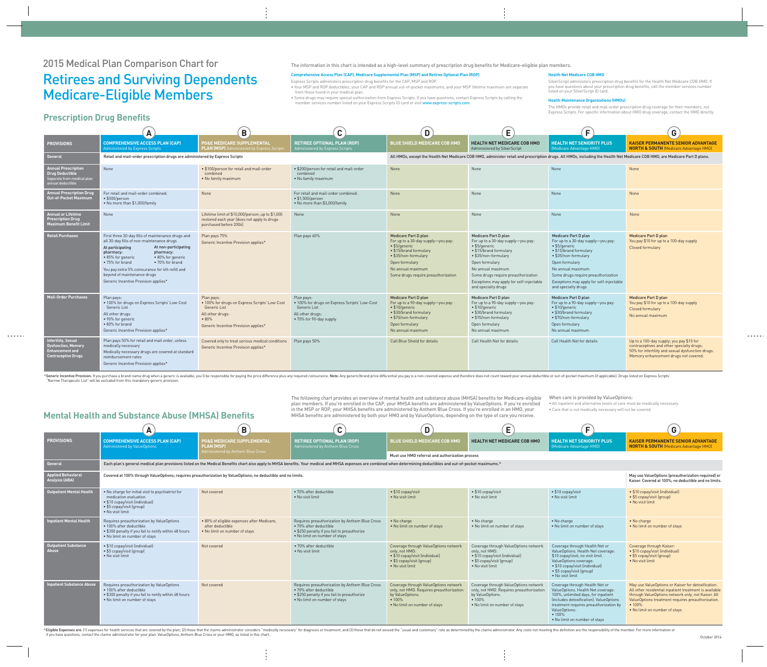2015 Medical Plan Comparison Chart for

# Retirees and Surviving Dependents Medicare-Eligible Members

The information in this chart is intended as a high-level summary of prescription drug benefits for Medicare-eligible plan members.

**Comprehensive Access Plan (CAP), Medicare Supplemental Plan (MSP) and Retiree Optional Plan (ROP)**

Express Scripts administers prescription drug benefits for the CAP, MSP and ROP.

- Your MSP and ROP deductibles, your CAP and ROP annual out-of-pocket maximums, and your MSP lifetime maximum are separate from those found in your medical plan.
- Some drugs may require special authorization from Express Scripts. If you have questions, contact Express Scripts by calling the member services number listed on your Express Scripts ID card or visit www.express-scripts.com.

**Health Net Medicare COB HMO**

SilverScript administers prescription drug benefits for the Health Net Medicare COB HMO. If you have questions about your prescription drug benefits, call the member services number listed on your SilverScript ID card.

**Health Maintenance Organizations (HMOs)**

The HMOs provide retail and mail-order prescription drug coverage for their members, not Express Scripts. For specific information about HMO drug coverage, contact the HMO directly.

## Prescription Drug Benefits

| PROVISIONS | A: COMPREHENSIVE ACCESS PLAN (CAP) Administered by Express Scripts | B: PG&E MEDICARE SUPPLEMENTAL PLAN (MSP) Administered by Express Scripts | C: RETIREE OPTIONAL PLAN (ROP) Administered by Express Scripts | D: BLUE SHIELD MEDICARE COB HMO | E: HEALTH NET MEDICARE COB HMO Administered by SilverScript | F: HEALTH NET SENIORITY PLUS (Medicare Advantage HMO) | G: KAISER PERMANENTE SENIOR ADVANTAGE NORTH & SOUTH (Medicare Advantage HMO) |
|---|---|---|---|---|---|---|---|
| General | Retail and mail-order prescription drugs are administered by Express Scripts | | | All HMOs, except the Health Net Medicare COB HMO, administer retail and prescription drugs. All HMOs, including the Health Net Medicare COB HMO, are Medicare Part D plans. | | | |
| Annual Prescription Drug Deductible (Separate from medical plan annual deductible) | None | • $100/person for retail and mail-order combined<br>• No family maximum | • $200/person for retail and mail-order combined<br>• No family maximum | None | None | None | None |
| Annual Prescription Drug Out-of-Pocket Maximum | For retail and mail-order combined:<br>• $500/person<br>• No more than $1,000/family | None | For retail and mail-order combined:<br>• $1,500/person<br>• No more than $3,000/family | None | None | None | None |
| Annual or Lifetime Prescription Drug Maximum Benefit Limit | None | Lifetime limit of $10,000/person; up to $1,000 restored each year (does not apply to drugs purchased before 2004) | None | None | None | None | None |
| Retail Purchases | First three 30-day fills of maintenance drugs and all 30-day fills of non-maintenance drugs<br>At participating pharmacy: • 85% for generic • 75% for brand<br>At non-participating pharmacy: • 80% for generic • 70% for brand<br>You pay extra 5% coinsurance for 4th refill and beyond of maintenance drugs<br>Generic Incentive Provision applies* | Plan pays 75%<br>Generic Incentive Provision applies* | Plan pays 60% | Medicare Part D plan<br>For up to a 30-day supply—you pay:<br>• $5/generic<br>• $15/brand formulary<br>• $35/non-formulary<br>Open formulary<br>No annual maximum<br>Some drugs require preauthorization | Medicare Part D plan<br>For up to a 30-day supply—you pay:<br>• $5/generic<br>• $15/brand formulary<br>• $35/non-formulary<br>Open formulary<br>No annual maximum<br>Some drugs require preauthorization<br>Exceptions may apply for self-injectable and specialty drugs | Medicare Part D plan<br>For up to a 30-day supply—you pay:<br>• $5/generic<br>• $15/brand formulary<br>• $35/non-formulary<br>Open formulary<br>No annual maximum<br>Some drugs require preauthorization<br>Exceptions may apply for self-injectable and specialty drugs | Medicare Part D plan<br>You pay $10 for up to a 100-day supply<br>Closed formulary |
| Mail-Order Purchases | Plan pays:<br>• 100% for drugs on Express Scripts' Low-Cost Generic List<br>All other drugs:<br>• 90% for generic<br>• 80% for brand<br>Generic Incentive Provision applies* | Plan pays:<br>• 100% for drugs on Express Scripts' Low-Cost Generic List<br>All other drugs:<br>• 80%<br>Generic Incentive Provision applies* | Plan pays:<br>• 100% for drugs on Express Scripts' Low-Cost Generic List<br>All other drugs:<br>• 70% for 90-day supply | Medicare Part D plan<br>For up to a 90-day supply—you pay:<br>• $10/generic<br>• $30/brand formulary<br>• $70/non-formulary<br>Open formulary<br>No annual maximum | Medicare Part D plan<br>For up to a 90-day supply—you pay:<br>• $10/generic<br>• $30/brand formulary<br>• $70/non-formulary<br>Open formulary<br>No annual maximum | Medicare Part D plan<br>For up to a 90-day supply—you pay:<br>• $10/generic<br>• $30/brand formulary<br>• $70/non-formulary<br>Open formulary<br>No annual maximum | Medicare Part D plan<br>You pay $10 for up to a 100-day supply<br>Closed formulary<br>No annual maximum |
| Infertility, Sexual Dysfunction, Memory Enhancement and Contraceptive Drugs | Plan pays 50% for retail and mail order, unless medically necessary<br>Medically necessary drugs are covered at standard reimbursement rates<br>Generic Incentive Provision applies* | Covered only to treat serious medical conditions<br>Generic Incentive Provision applies* | Plan pays 50% | Call Blue Shield for details | Call Health Net for details | Call Health Net for details | Up to a 100-day supply; you pay $10 for contraceptives and other specialty drugs; 50% for infertility and sexual dysfunction drugs. Memory enhancement drugs not covered. |

*Generic Incentive Provision: If you purchase a brand-name drug when a generic is available, you'll be responsible for paying the price difference plus any required coinsurance. Note: Any generic/brand price differential you pay is a non-covered expense and therefore does not count toward your annual deductible or out-of-pocket maximum (if applicable). Drugs listed on Express Scripts' "Narrow Therapeutic List" will be excluded from this mandatory generic provision.

## Mental Health and Substance Abuse (MHSA) Benefits

The following chart provides an overview of mental health and substance abuse (MHSA) benefits for Medicare-eligible plan members. If you're enrolled in the CAP, your MHSA benefits are administered by ValueOptions. If you're enrolled in the MSP or ROP, your MHSA benefits are administered by Anthem Blue Cross. If you're enrolled in an HMO, your MHSA benefits are administered by both your HMO and by ValueOptions, depending on the type of care you receive.

When care is provided by ValueOptions:

- All inpatient and alternative levels of care must be medically necessary.
- Care that is not medically necessary will not be covered.

| PROVISIONS | A: COMPREHENSIVE ACCESS PLAN (CAP) Administered by ValueOptions | B: PG&E MEDICARE SUPPLEMENTAL PLAN (MSP) Administered by Anthem Blue Cross | C: RETIREE OPTIONAL PLAN (ROP) Administered by Anthem Blue Cross | D: BLUE SHIELD MEDICARE COB HMO | E: HEALTH NET MEDICARE COB HMO | F: HEALTH NET SENIORITY PLUS (Medicare Advantage HMO) | G: KAISER PERMANENTE SENIOR ADVANTAGE NORTH & SOUTH (Medicare Advantage HMO) |
|---|---|---|---|---|---|---|---|
| | | | | Must use HMO referral and authorization process | | | |
| General | Each plan's general medical plan provisions listed on the Medical Benefits chart also apply to MHSA benefits. Your medical and MHSA expenses are combined when determining deductibles and out-of-pocket maximums.* | | | | | | |
| Applied Behavioral Analysis (ABA) | Covered at 100% through ValueOptions; requires preauthorization by ValueOptions; no deductible and no limits. | | | | | | May use ValueOptions (preauthorization required) or Kaiser. Covered at 100%; no deductible and no limits. |
| Outpatient Mental Health | • No charge for initial visit to psychiatrist for medication evaluation<br>• $10 copay/visit (individual)<br>• $5 copay/visit (group)<br>• No visit limit | Not covered | • 70% after deductible<br>• No visit limit | • $10 copay/visit<br>• No visit limit | • $10 copay/visit<br>• No visit limit | • $10 copay/visit<br>• No visit limit | • $10 copay/visit (individual)<br>• $5 copay/visit (group)<br>• No visit limit |
| Inpatient Mental Health | Requires preauthorization by ValueOptions<br>• 100% after deductible<br>• $300 penalty if you fail to notify within 48 hours<br>• No limit on number of stays | • 80% of eligible expenses after Medicare, after deductible<br>• No limit on number of stays | Requires preauthorization by Anthem Blue Cross<br>• 70% after deductible<br>• $250 penalty if you fail to preauthorize<br>• No limit on number of stays | • No charge<br>• No limit on number of stays | • No charge<br>• No limit on number of stays | • No charge<br>• No limit on number of stays | • No charge<br>• No limit on number of stays |
| Outpatient Substance Abuse | • $10 copay/visit (individual)<br>• $5 copay/visit (group)<br>• No visit limit | Not covered | • 70% after deductible<br>• No visit limit | Coverage through ValueOptions network only, not HMO:<br>• $10 copay/visit (individual)<br>• $5 copay/visit (group)<br>• No visit limit | Coverage through ValueOptions network only, not HMO:<br>• $10 copay/visit (individual)<br>• $5 copay/visit (group)<br>• No visit limit | Coverage through Health Net or ValueOptions. Health Net coverage: $10 copay/visit; no visit limit. ValueOptions coverage:<br>• $10 copay/visit (individual)<br>• $5 copay/visit (group)<br>• No visit limit | Coverage through Kaiser:<br>• $10 copay/visit (individual)<br>• $5 copay/visit (group)<br>• No visit limit |
| Inpatient Substance Abuse | Requires preauthorization by ValueOptions<br>• 100% after deductible<br>• $300 penalty if you fail to notify within 48 hours<br>• No limit on number of stays | Not covered | Requires preauthorization by Anthem Blue Cross<br>• 70% after deductible<br>• $250 penalty if you fail to preauthorize<br>• No limit on number of stays | Coverage through ValueOptions network only, not HMO. Requires preauthorization by ValueOptions.<br>• 100%<br>• No limit on number of stays | Coverage through ValueOptions network only, not HMO. Requires preauthorization by ValueOptions.<br>• 100%<br>• No limit on number of stays | Coverage through Health Net or ValueOptions. Health Net coverage: 100%, unlimited days, for inpatient (includes detoxification). ValueOptions treatment requires preauthorization by ValueOptions:<br>• 100%<br>• No limit on number of stays | May use ValueOptions or Kaiser for detoxification. All other residential inpatient treatment is available through ValueOptions network only, not Kaiser. All ValueOptions treatment requires preauthorization.<br>• 100%<br>• No limit on number of stays |

*Eligible Expenses are: (1) expenses for health services that are covered by the plan; (2) those that the claims administrator considers "medically necessary" for diagnosis or treatment; and (3) those that do not exceed the "usual and customary" rate as determined by the claims administrator. Any costs not meeting this definition are the responsibility of the member. For more information or if you have questions, contact the claims administrator for your plan: ValueOptions, Anthem Blue Cross or your HMO, as listed in this chart.

October 2014